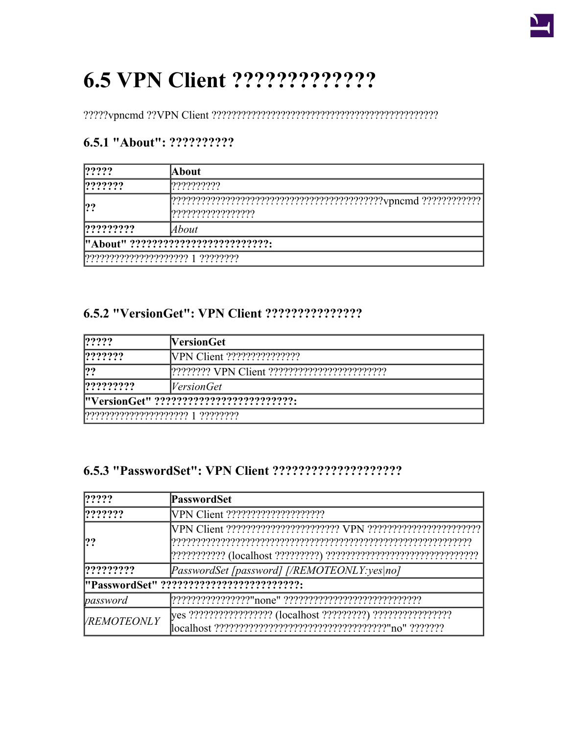# 6.5 VPN Client ?????????????

?????vpncmd ??VPN Client ?????????????????????????????????????????????

### 6.5.1 "About": ??????????

| ????? | About |
|---|---|
| ??????? | ?????????? |
| ?? | ??????????????????????????????????????????vpncmd ??????????????????????????? |
| ????????? | *About* |
| **"About" ????????????????????????:** | |
| ???????????????????? 1 ???????? | |

### 6.5.2 "VersionGet": VPN Client ???????????????

| ????? | VersionGet |
|---|---|
| ??????? | VPN Client ??????????????? |
| ?? | ???????? VPN Client ??????????????????????? |
| ????????? | *VersionGet* |
| **"VersionGet" ????????????????????????:** | |
| ???????????????????? 1 ???????? | |

### 6.5.3 "PasswordSet": VPN Client ???????????????????

| ????? | PasswordSet |
|---|---|
| ??????? | VPN Client ???????????????????? |
| ?? | VPN Client ?????????????????????? VPN ?????????????????????????????????????????????????????????????????????????????????? (localhost ?????????) ?????????????????????????????? |
| ????????? | *PasswordSet [password] [/REMOTEONLY:yes\|no]* |
| **"PasswordSet" ????????????????????????:** | |
| *password* | ???????????????"none" ??????????????????????????? |
| */REMOTEONLY* | yes ????????????????? (localhost ?????????) ???????????????localhost ?????????????????????????????????"no" ??????? |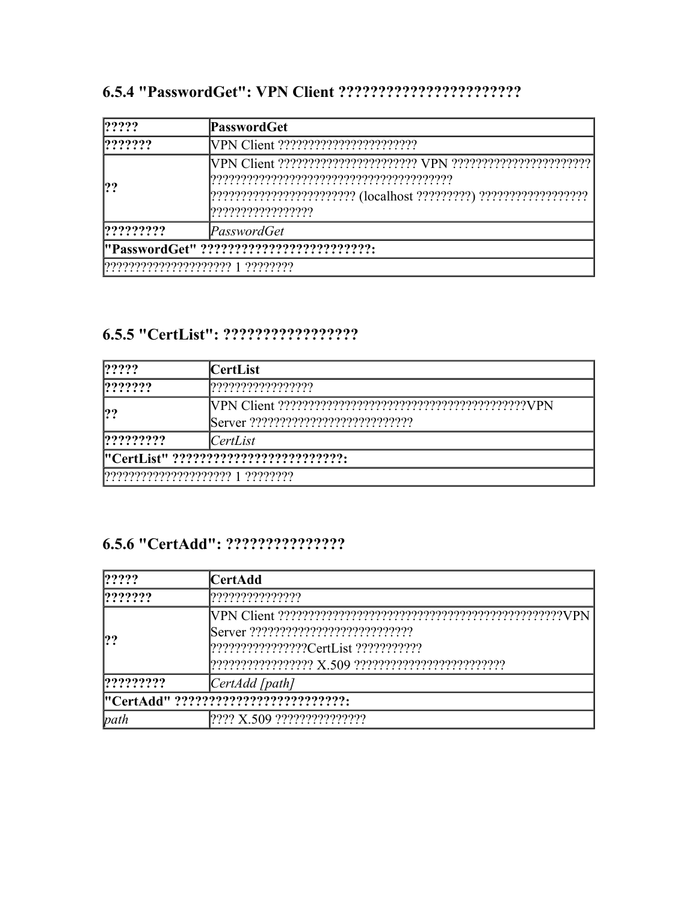### 6.5.4 "PasswordGet": VPN Client ??????????????????????

| ????? | **PasswordGet** |
| --- | --- |
| **???????** | VPN Client ?????????????????????? |
| **??** | VPN Client ?????????????????????? VPN ?????????????????????? ?????????????????????????????????????? ??????????????????????? (localhost ?????????) ????????????????? ???????????????? |
| **?????????** | *PasswordGet* |
| **"PasswordGet" ????????????????????????:** | |
| ???????????????????? 1 ???????? | |

### 6.5.5 "CertList": ????????????????

| ????? | **CertList** |
| --- | --- |
| **???????** | ???????????????? |
| **??** | VPN Client ??????????????????????????????????????????VPN Server ?????????????????????????? |
| **?????????** | *CertList* |
| **"CertList" ????????????????????????:** | |
| ???????????????????? 1 ???????? | |

### 6.5.6 "CertAdd": ???????????????

| ????? | **CertAdd** |
| --- | --- |
| **???????** | ??????????????? |
| **??** | VPN Client ??????????????????????????????????????????????VPN Server ?????????????????????????? ???????????????CertList ??????????? ???????????????? X.509 ???????????????????????? |
| **?????????** | *CertAdd [path]* |
| **"CertAdd" ????????????????????????:** | |
| *path* | ???? X.509 ?????????????? |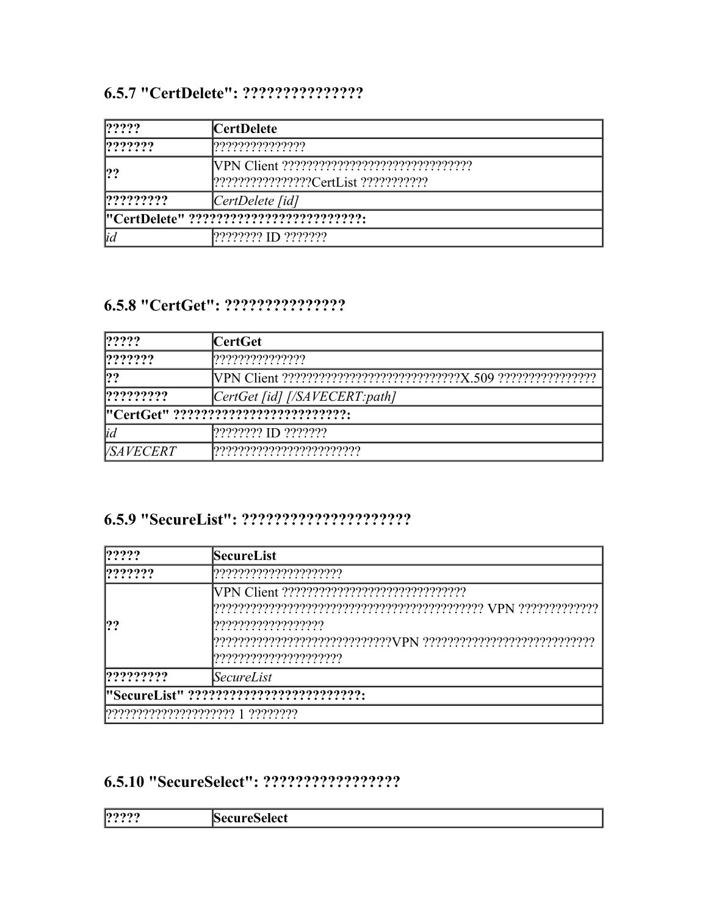### 6.5.7 "CertDelete": ???????????????

| ????? | **CertDelete** |
|---|---|
| **???????** | ??????????????? |
| **??** | VPN Client ??????????????????????????????? ????????????????CertList ??????????? |
| **?????????** | *CertDelete [id]* |
| **"CertDelete" ?????????????????????????:** | |
| *id* | ???????? ID ??????? |

### 6.5.8 "CertGet": ???????????????

| ????? | **CertGet** |
|---|---|
| **???????** | ??????????????? |
| **??** | VPN Client ?????????????????????????????X.509 ???????????????? |
| **?????????** | *CertGet [id] [/SAVECERT:path]* |
| **"CertGet" ?????????????????????????:** | |
| *id* | ???????? ID ??????? |
| */SAVECERT* | ??????????????????????? |

### 6.5.9 "SecureList": ?????????????????????

| ????? | **SecureList** |
|---|---|
| **???????** | ????????????????????? |
| **??** | VPN Client ?????????????????????????????? ??????????????????????????????????????????? VPN ????????????? ?????????????????? ?????????????????????????????VPN ???????????????????????????? ????????????????????? |
| **?????????** | *SecureList* |
| **"SecureList" ?????????????????????????:** | |
| ???????????????????? 1 ???????? | |

### 6.5.10 "SecureSelect": ?????????????????

| ????? | **SecureSelect** |
|---|---|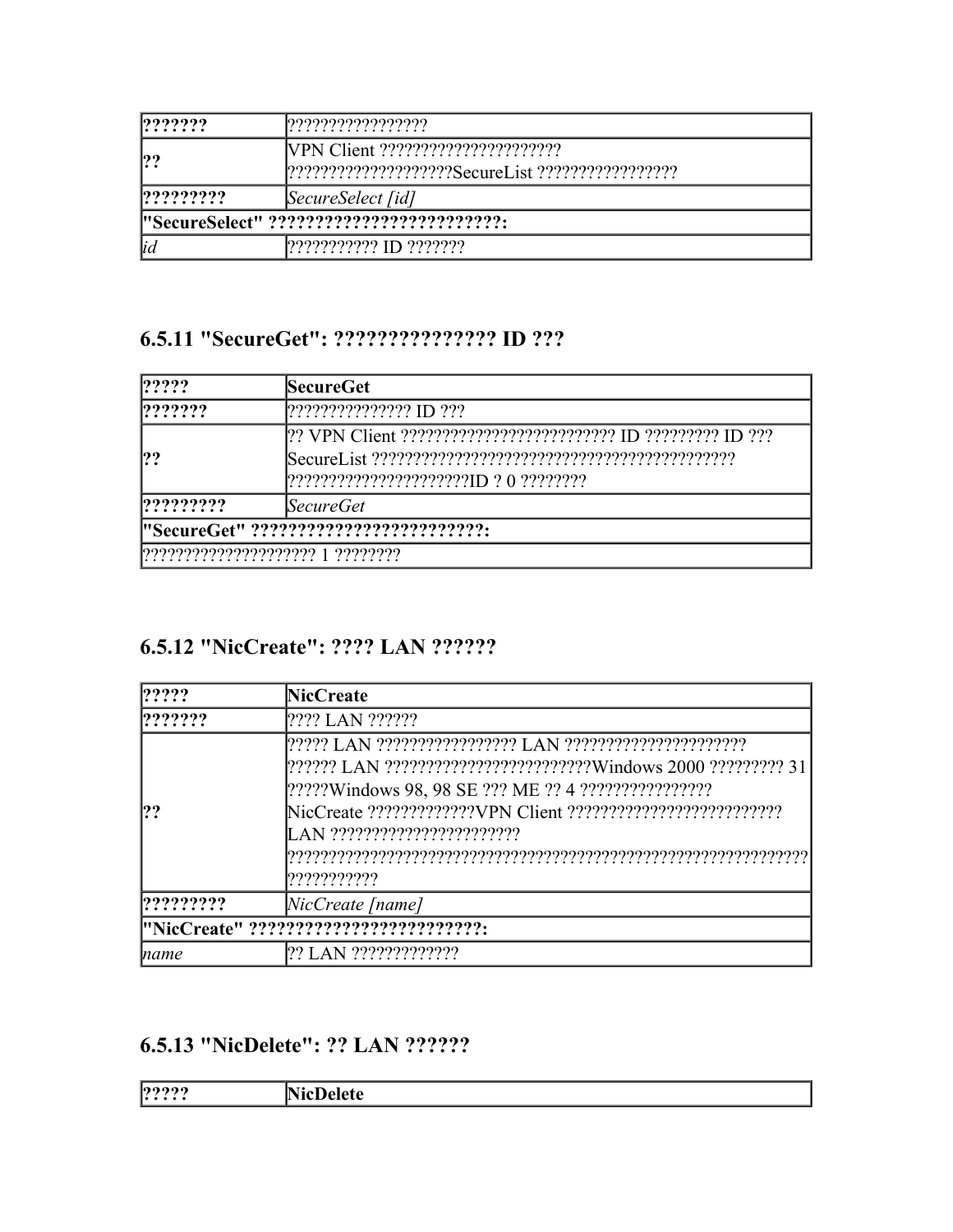| ??????? | ????????????????? |
|---|---|
| ?? | VPN Client ?????????????????????? ????????????????????SecureList ????????????????? |
| ????????? | *SecureSelect [id]* |
| **"SecureSelect" ?????????????????????????:** | |
| *id* | ??????????? ID ??????? |

### 6.5.11 "SecureGet": ??????????????? ID ???

| ????? | **SecureGet** |
|---|---|
| ??????? | ??????????????? ID ??? |
| ?? | ?? VPN Client ?????????????????????????? ID ????????? ID ??? SecureList ???????????????????????????????????????????? ??????????????????????ID ? 0 ???????? |
| ????????? | *SecureGet* |
| **"SecureGet" ?????????????????????????:** | |
| ????????????????????? 1 ???????? | |

### 6.5.12 "NicCreate": ???? LAN ??????

| ????? | **NicCreate** |
|---|---|
| ??????? | ???? LAN ?????? |
| ?? | ????? LAN ????????????????? LAN ?????????????????????? ?????? LAN ????????????????????????Windows 2000 ????????? 31 ?????Windows 98, 98 SE ??? ME ?? 4 ???????????????? NicCreate ?????????????VPN Client ????????????????????????? LAN ??????????????????????? ??????????????????????????????????????????????????????????????????????? |
| ????????? | *NicCreate [name]* |
| **"NicCreate" ?????????????????????????:** | |
| *name* | ?? LAN ????????????? |

### 6.5.13 "NicDelete": ?? LAN ??????

| ????? | **NicDelete** |
|---|---|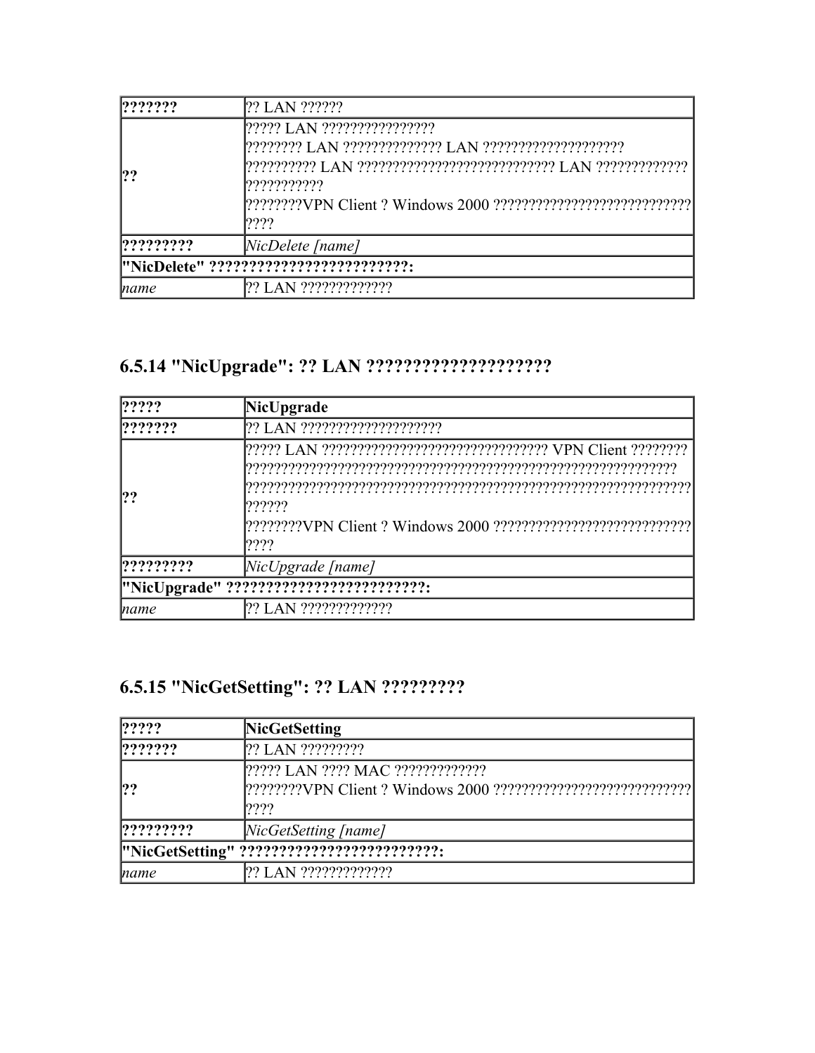| ??????? | ?? LAN ?????? |
|---|---|
| ?? | ????? LAN ????????????????<br>???????? LAN ?????????????? LAN ????????????????????<br>?????????? LAN ???????????????????????????? LAN ?????????????<br>???????????<br>????????VPN Client ? Windows 2000 ???????????????????????????<br>???? |
| ????????? | *NicDelete [name]* |
| **"NicDelete" ?????????????????????????:** | |
| *name* | ?? LAN ????????????? |

### 6.5.14 "NicUpgrade": ?? LAN ????????????????????

| ????? | **NicUpgrade** |
|---|---|
| ??????? | ?? LAN ???????????????????? |
| ?? | ????? LAN ??????????????????????????????? VPN Client ????????<br>??????????????????????????????????????????????????????????????<br>???????????????????????????????????????????????????????????????<br>??????<br>????????VPN Client ? Windows 2000 ???????????????????????????<br>???? |
| ????????? | *NicUpgrade [name]* |
| **"NicUpgrade" ?????????????????????????:** | |
| *name* | ?? LAN ????????????? |

### 6.5.15 "NicGetSetting": ?? LAN ?????????

| ????? | **NicGetSetting** |
|---|---|
| ??????? | ?? LAN ????????? |
| ?? | ????? LAN ???? MAC ?????????????<br>????????VPN Client ? Windows 2000 ???????????????????????????<br>???? |
| ????????? | *NicGetSetting [name]* |
| **"NicGetSetting" ?????????????????????????:** | |
| *name* | ?? LAN ????????????? |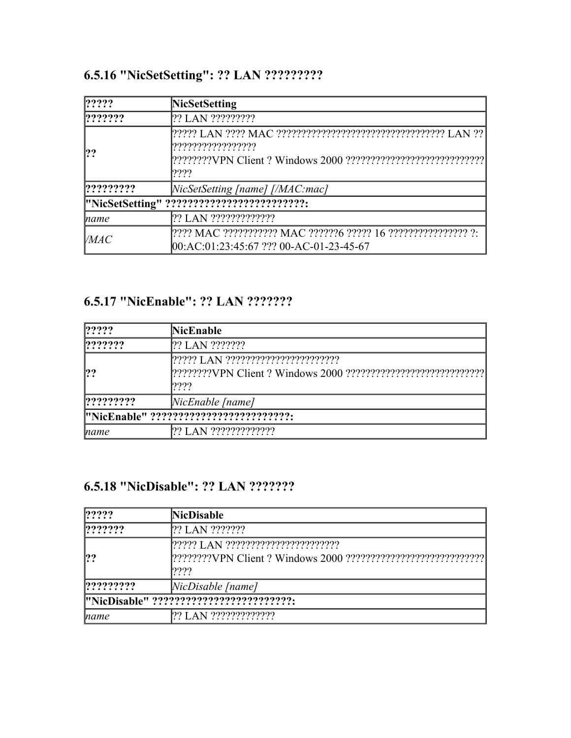### 6.5.16 "NicSetSetting": ?? LAN ?????????

| ????? | **NicSetSetting** |
|---|---|
| **???????** | ?? LAN ????????? |
| **??** | ????? LAN ???? MAC ?????????????????????????????????? LAN ?? ????????????????<br>????????VPN Client ? Windows 2000 ??????????????????????????? ???? |
| **?????????** | *NicSetSetting [name] [/MAC:mac]* |
| **"NicSetSetting" ?????????????????????????:** | |
| *name* | ?? LAN ????????????? |
| */MAC* | ???? MAC ??????????? MAC ??????6 ????? 16 ???????????????? ?: 00:AC:01:23:45:67 ??? 00-AC-01-23-45-67 |

### 6.5.17 "NicEnable": ?? LAN ???????

| ????? | **NicEnable** |
|---|---|
| **???????** | ?? LAN ??????? |
| **??** | ????? LAN ??????????????????????<br>????????VPN Client ? Windows 2000 ??????????????????????????? ???? |
| **?????????** | *NicEnable [name]* |
| **"NicEnable" ?????????????????????????:** | |
| *name* | ?? LAN ????????????? |

### 6.5.18 "NicDisable": ?? LAN ???????

| ????? | **NicDisable** |
|---|---|
| **???????** | ?? LAN ??????? |
| **??** | ????? LAN ??????????????????????<br>????????VPN Client ? Windows 2000 ??????????????????????????? ???? |
| **?????????** | *NicDisable [name]* |
| **"NicDisable" ?????????????????????????:** | |
| *name* | ?? LAN ????????????? |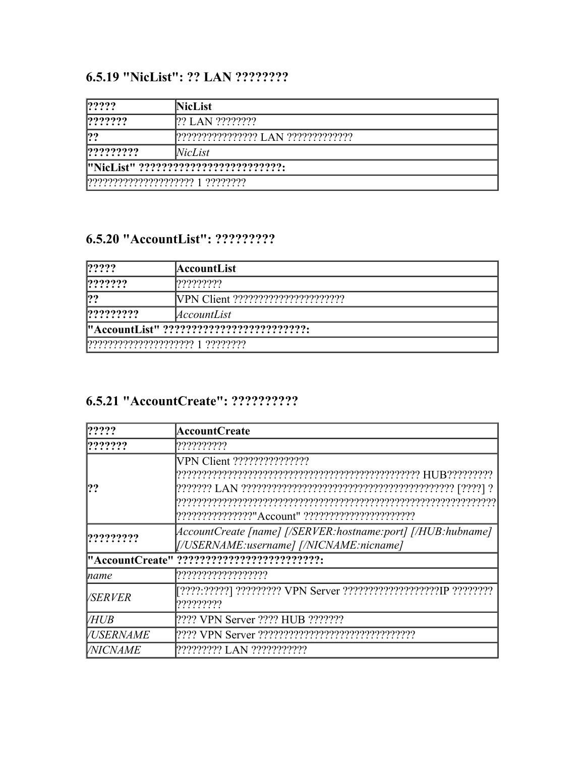### 6.5.19 "NicList": ?? LAN ????????

| ????? | NicList |
|---|---|
| ??????? | ?? LAN ???????? |
| ?? | ???????????????? LAN ????????????? |
| ????????? | *NicList* |
| **"NicList" ?????????????????????????:** | |
| ???????????????????? 1 ???????? | |

### 6.5.20 "AccountList": ?????????

| ????? | AccountList |
|---|---|
| ??????? | ????????? |
| ?? | VPN Client ????????????????????? |
| ????????? | *AccountList* |
| **"AccountList" ?????????????????????????:** | |
| ???????????????????? 1 ???????? | |

### 6.5.21 "AccountCreate": ??????????

| ????? | AccountCreate |
|---|---|
| ??????? | ?????????? |
| ?? | VPN Client ??????????????? ????????????????????????????????????????????????? HUB????????? ??????? LAN ????????????????????????????????????????? [????] ? ?????????????????????????????????????????????????????????????? ???????????????"Account" ?????????????????????? |
| ????????? | *AccountCreate [name] [/SERVER:hostname:port] [/HUB:hubname] [/USERNAME:username] [/NICNAME:nicname]* |
| **"AccountCreate" ?????????????????????????:** | |
| *name* | ?????????????????? |
| */SERVER* | [????:?????] ????????? VPN Server ???????????????????IP ???????? ????????? |
| */HUB* | ???? VPN Server ???? HUB ??????? |
| */USERNAME* | ???? VPN Server ?????????????????????????????? |
| */NICNAME* | ????????? LAN ??????????? |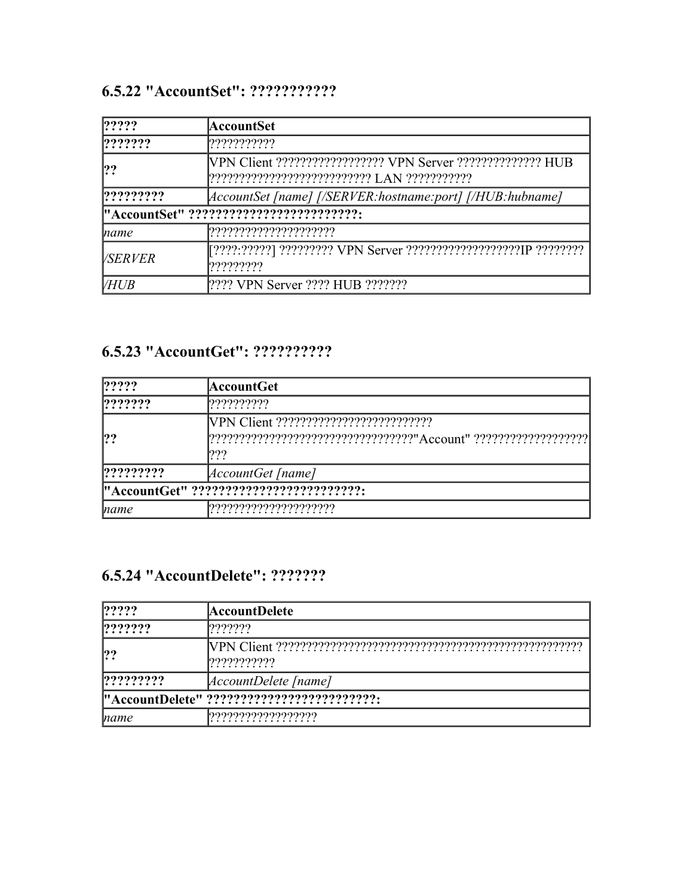### 6.5.22 "AccountSet": ???????????

| ????? | AccountSet |
|---|---|
| ??????? | ??????????? |
| ?? | VPN Client ?????????????????? VPN Server ?????????????? HUB ??????????????????????????? LAN ??????????? |
| ????????? | *AccountSet [name] [/SERVER:hostname:port] [/HUB:hubname]* |
| **"AccountSet" ?????????????????????????:** | |
| *name* | ????????????????????? |
| */SERVER* | [????:?????] ????????? VPN Server ???????????????????IP ???????? ????????? |
| */HUB* | ???? VPN Server ???? HUB ??????? |

### 6.5.23 "AccountGet": ??????????

| ????? | AccountGet |
|---|---|
| ??????? | ?????????? |
| ?? | VPN Client ????????????????????????? ?????????????????????????????????"Account" ?????????????????? ??? |
| ????????? | *AccountGet [name]* |
| **"AccountGet" ?????????????????????????:** | |
| *name* | ????????????????????? |

### 6.5.24 "AccountDelete": ???????

| ????? | AccountDelete |
|---|---|
| ??????? | ??????? |
| ?? | VPN Client ?????????????????????????????????????????????????? ??????????? |
| ????????? | *AccountDelete [name]* |
| **"AccountDelete" ?????????????????????????:** | |
| *name* | ?????????????????? |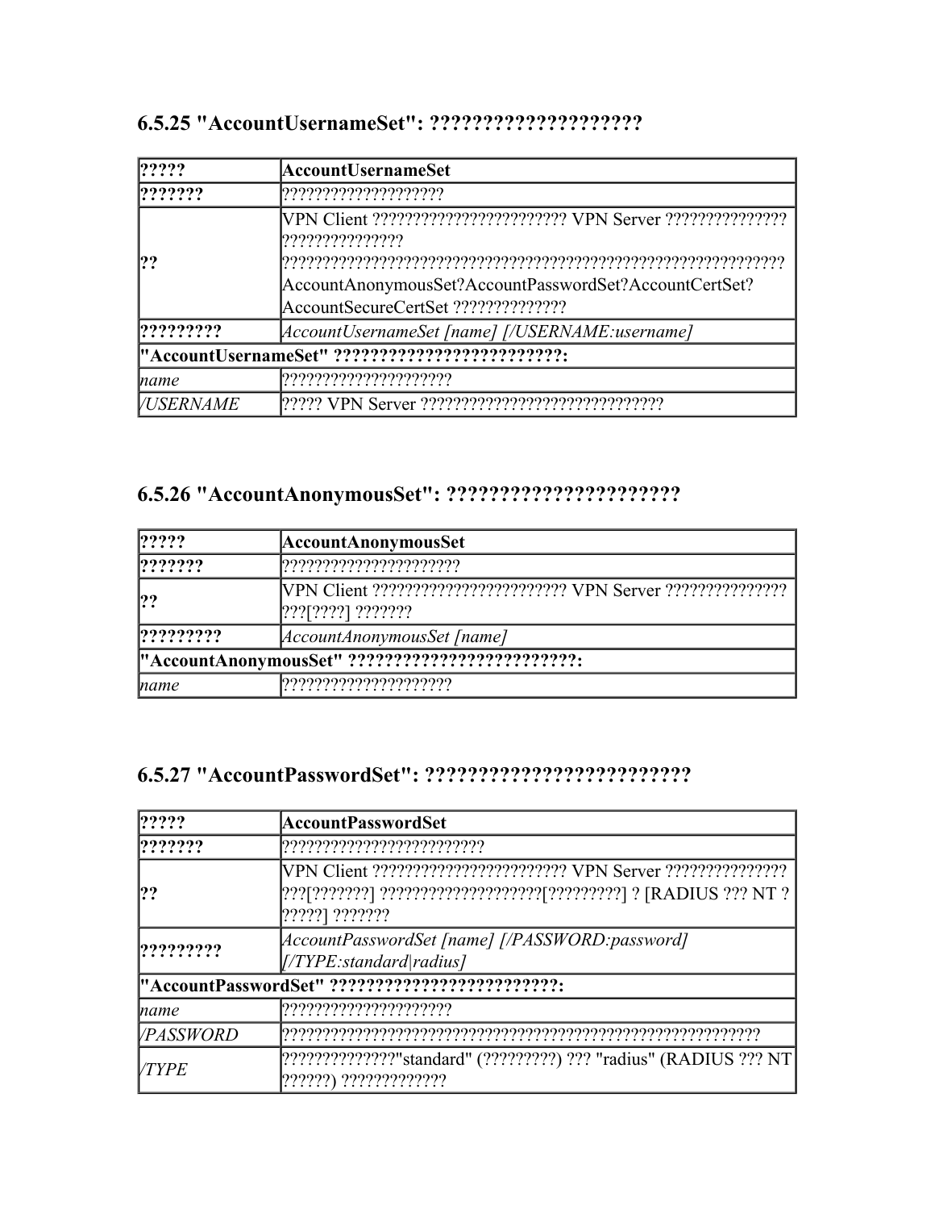### 6.5.25 "AccountUsernameSet": ????????????????????

| ????? | **AccountUsernameSet** |
|---|---|
| **???????** | ??????????????????? |
| **??** | VPN Client ??????????????????????? VPN Server ??????????????? ??????????????? ????????????????????????????????????????????????????????????? AccountAnonymousSet?AccountPasswordSet?AccountCertSet? AccountSecureCertSet ?????????????? |
| **?????????** | *AccountUsernameSet [name] [/USERNAME:username]* |
| **"AccountUsernameSet" ????????????????????????:** | |
| *name* | ???????????????????? |
| */USERNAME* | ????? VPN Server ????????????????????????????? |

### 6.5.26 "AccountAnonymousSet": ?????????????????????

| ????? | **AccountAnonymousSet** |
|---|---|
| **???????** | ????????????????????? |
| **??** | VPN Client ??????????????????????? VPN Server ??????????????? ???[????] ??????? |
| **?????????** | *AccountAnonymousSet [name]* |
| **"AccountAnonymousSet" ????????????????????????:** | |
| *name* | ???????????????????? |

### 6.5.27 "AccountPasswordSet": ????????????????????????

| ????? | **AccountPasswordSet** |
|---|---|
| **???????** | ????????????????????????? |
| **??** | VPN Client ??????????????????????? VPN Server ??????????????? ???[???????] ???????????????????[?????????] ? [RADIUS ??? NT ? ?????] ??????? |
| **?????????** | *AccountPasswordSet [name] [/PASSWORD:password] [/TYPE:standard\|radius]* |
| **"AccountPasswordSet" ????????????????????????:** | |
| *name* | ???????????????????? |
| */PASSWORD* | ???????????????????????????????????????????????????????????? |
| */TYPE* | ??????????????"standard" (?????????) ??? "radius" (RADIUS ??? NT ??????) ????????????? |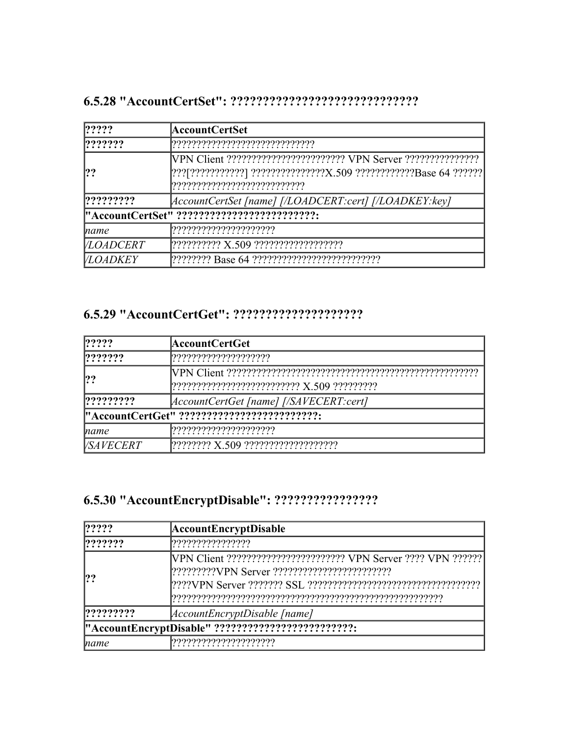## 6.5.28 "AccountCertSet": ????????????????????????????

| ????? | **AccountCertSet** |
|---|---|
| **???????** | ????????????????????????????? |
| **??** | VPN Client ???????????????????????? VPN Server ??????????????? ???[???????????] ???????????????X.509 ????????????Base 64 ?????? ??????????????????????????? |
| **?????????** | *AccountCertSet [name] [/LOADCERT:cert] [/LOADKEY:key]* |
| **"AccountCertSet" ?????????????????????????:** | |
| *name* | ????????????????????? |
| */LOADCERT* | ?????????? X.509 ?????????????????? |
| */LOADKEY* | ???????? Base 64 ?????????????????????????? |

## 6.5.29 "AccountCertGet": ????????????????????

| ????? | **AccountCertGet** |
|---|---|
| **???????** | ???????????????????? |
| **??** | VPN Client ?????????????????????????????????????????????????? ?????????????????????????? X.509 ????????? |
| **?????????** | *AccountCertGet [name] [/SAVECERT:cert]* |
| **"AccountCertGet" ?????????????????????????:** | |
| *name* | ????????????????????? |
| */SAVECERT* | ???????? X.509 ??????????????????? |

## 6.5.30 "AccountEncryptDisable": ????????????????

| ????? | **AccountEncryptDisable** |
|---|---|
| **???????** | ???????????????? |
| **??** | VPN Client ???????????????????????? VPN Server ???? VPN ?????? ?????????VPN Server ???????????????????????? ????VPN Server ??????? SSL ?????????????????????????????????? ?????????????????????????????????????????????????????? |
| **?????????** | *AccountEncryptDisable [name]* |
| **"AccountEncryptDisable" ?????????????????????????:** | |
| *name* | ????????????????????? |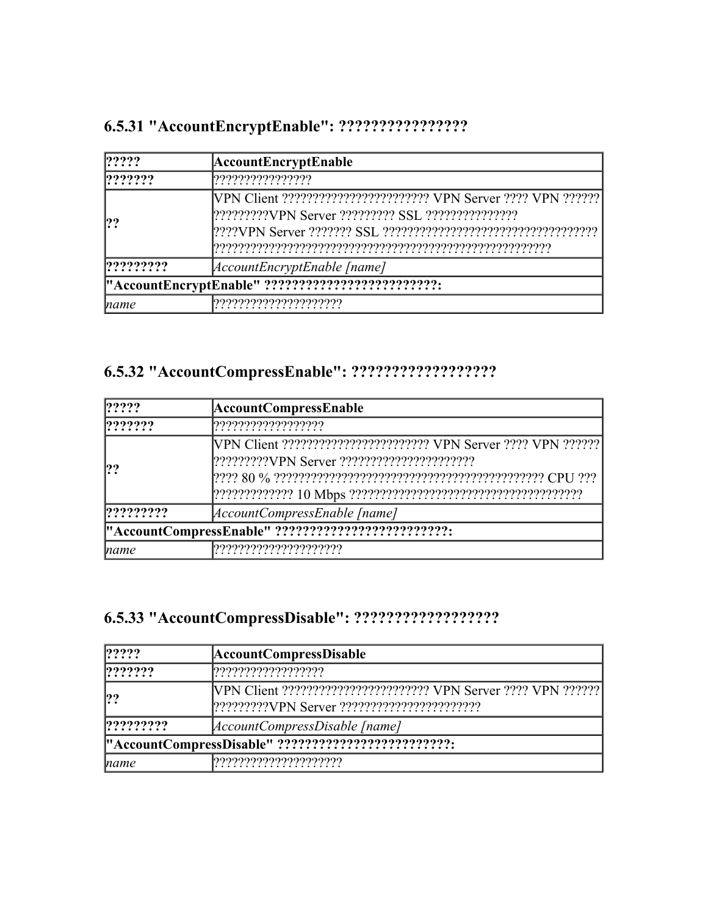### 6.5.31 "AccountEncryptEnable": ????????????????

| ????? | AccountEncryptEnable |
|---|---|
| ??????? | ???????????????? |
| ?? | VPN Client ???????????????????????? VPN Server ???? VPN ?????? ?????????VPN Server ????????? SSL ??????????????? ????VPN Server ??????? SSL ?????????????????????????????????? ?????????????????????????????????????????????????????? |
| ????????? | *AccountEncryptEnable [name]* |
| **"AccountEncryptEnable" ?????????????????????????:** | |
| *name* | ????????????????????? |

### 6.5.32 "AccountCompressEnable": ??????????????????

| ????? | AccountCompressEnable |
|---|---|
| ??????? | ?????????????????? |
| ?? | VPN Client ???????????????????????? VPN Server ???? VPN ?????? ?????????VPN Server ?????????????????????? ???? 80 % ???????????????????????????????????????????? CPU ??? ????????????? 10 Mbps ????????????????????????????????????? |
| ????????? | *AccountCompressEnable [name]* |
| **"AccountCompressEnable" ?????????????????????????:** | |
| *name* | ????????????????????? |

### 6.5.33 "AccountCompressDisable": ??????????????????

| ????? | AccountCompressDisable |
|---|---|
| ??????? | ?????????????????? |
| ?? | VPN Client ???????????????????????? VPN Server ???? VPN ?????? ?????????VPN Server ?????????????????????? |
| ????????? | *AccountCompressDisable [name]* |
| **"AccountCompressDisable" ?????????????????????????:** | |
| *name* | ????????????????????? |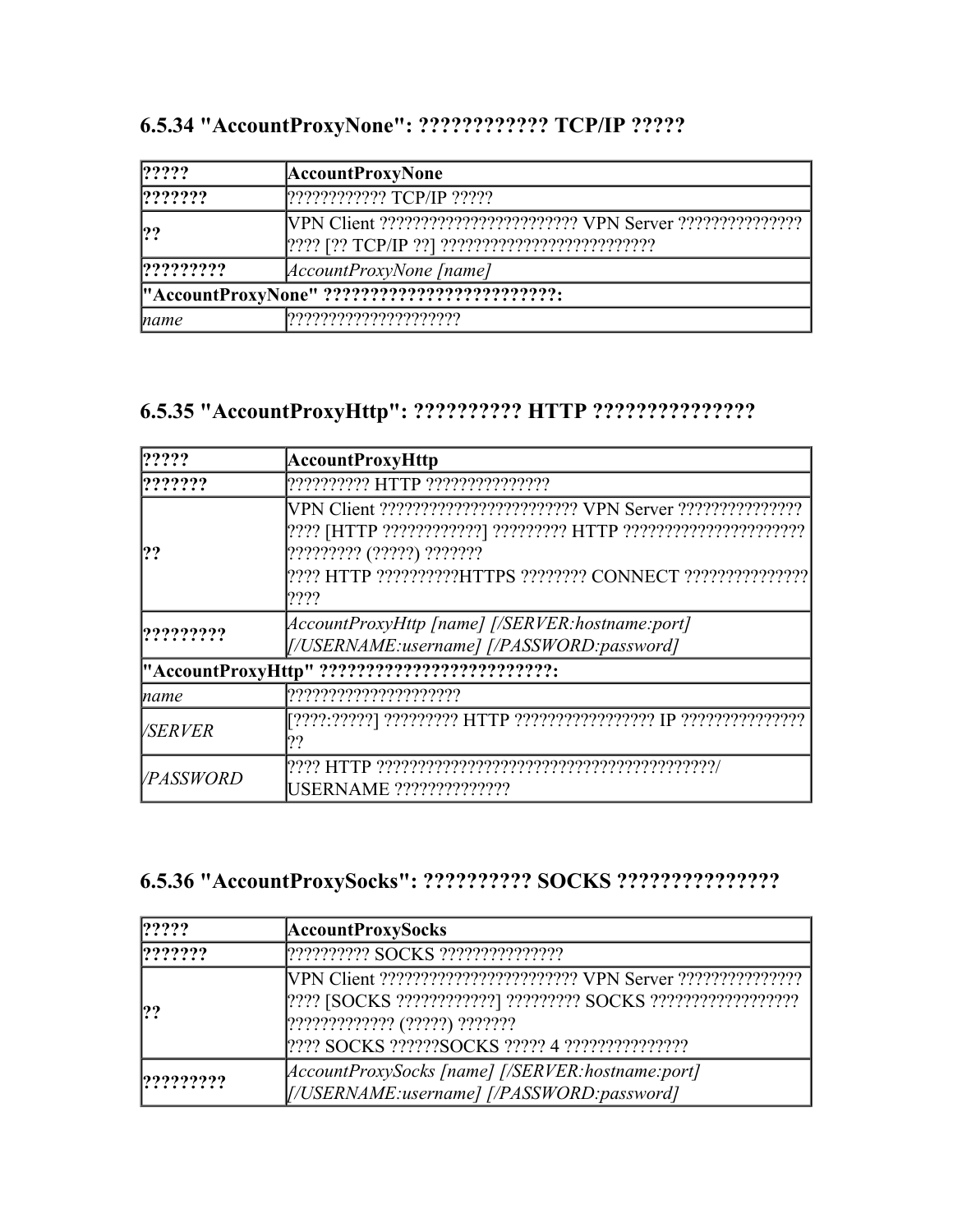### 6.5.34 "AccountProxyNone": ???????????? TCP/IP ?????

| ????? | **AccountProxyNone** |
|---|---|
| **???????** | ???????????? TCP/IP ????? |
| **??** | VPN Client ???????????????????????? VPN Server ??????????????? ???? [?? TCP/IP ??] ????????????????????????? |
| **?????????** | *AccountProxyNone [name]* |
| **"AccountProxyNone" ?????????????????????????:** | |
| *name* | ????????????????????? |

### 6.5.35 "AccountProxyHttp": ?????????? HTTP ???????????????

| ????? | **AccountProxyHttp** |
|---|---|
| **???????** | ?????????? HTTP ??????????????? |
| **??** | VPN Client ???????????????????????? VPN Server ??????????????? ???? [HTTP ????????????] ????????? HTTP ????????????????????? ????????? (?????) ???????<br>???? HTTP ??????????HTTPS ???????? CONNECT ??????????????? ???? |
| **?????????** | *AccountProxyHttp [name] [/SERVER:hostname:port] [/USERNAME:username] [/PASSWORD:password]* |
| **"AccountProxyHttp" ?????????????????????????:** | |
| *name* | ????????????????????? |
| */SERVER* | [????:?????] ????????? HTTP ????????????????? IP ??????????????? ?? |
| */PASSWORD* | ???? HTTP ?????????????????????????????????????????/ USERNAME ?????????????? |

### 6.5.36 "AccountProxySocks": ?????????? SOCKS ???????????????

| ????? | **AccountProxySocks** |
|---|---|
| **???????** | ?????????? SOCKS ??????????????? |
| **??** | VPN Client ???????????????????????? VPN Server ??????????????? ???? [SOCKS ????????????] ????????? SOCKS ????????????????? ????????????? (?????) ???????<br>???? SOCKS ??????SOCKS ????? 4 ??????????????? |
| **?????????** | *AccountProxySocks [name] [/SERVER:hostname:port] [/USERNAME:username] [/PASSWORD:password]* |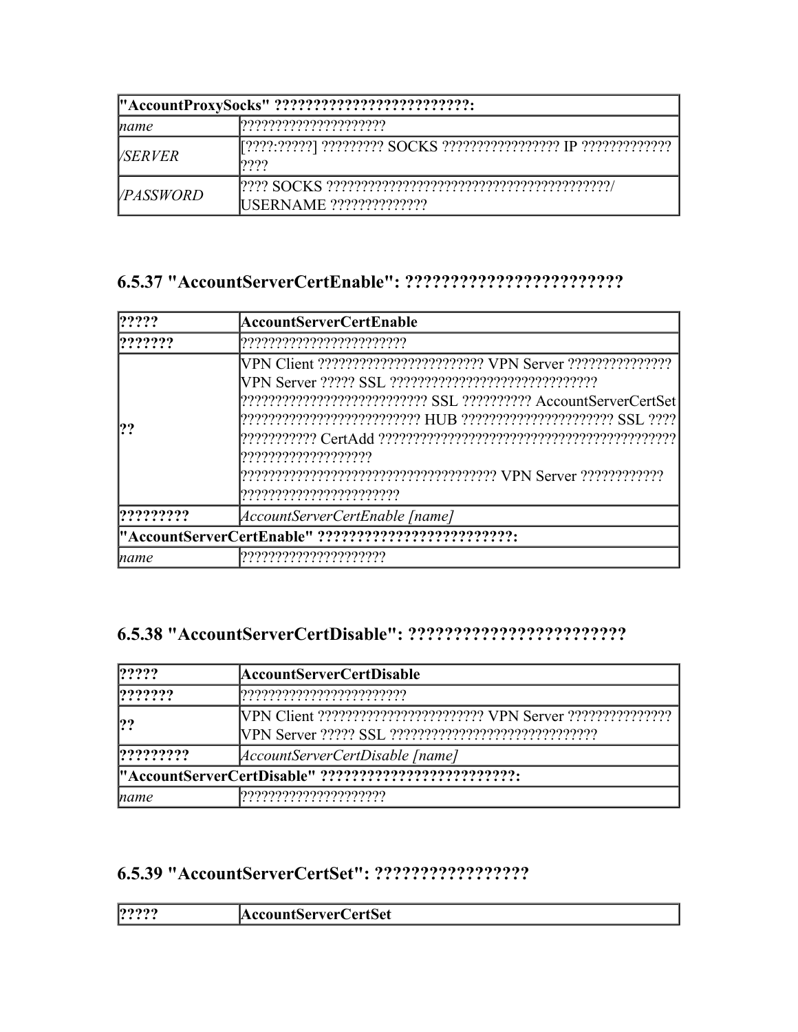| "AccountProxySocks" ?????????????????????????: | |
|---|---|
| *name* | ????????????????????? |
| */SERVER* | [????:?????] ????????? SOCKS ????????????????? IP ????????????? ???? |
| */PASSWORD* | ???? SOCKS ?????????????????????????????????????????/ USERNAME ?????????????? |

### 6.5.37 "AccountServerCertEnable": ????????????????????????

| ????? | AccountServerCertEnable |
|---|---|
| ??????? | ???????????????????????? |
| ?? | VPN Client ???????????????????????? VPN Server ??????????????? VPN Server ????? SSL ????????????????????????????? ??????????????????????????? SSL ?????????? AccountServerCertSet ?????????????????????????? HUB ?????????????????????? SSL ???? ??????????? CertAdd ????????????????????????????????????????? ??????????????????? ????????????????????????????????????? VPN Server ???????????? ??????????????????????? |
| ????????? | *AccountServerCertEnable [name]* |
| "AccountServerCertEnable" ?????????????????????????: | |
| *name* | ????????????????????? |

### 6.5.38 "AccountServerCertDisable": ????????????????????????

| ????? | AccountServerCertDisable |
|---|---|
| ??????? | ???????????????????????? |
| ?? | VPN Client ???????????????????????? VPN Server ??????????????? VPN Server ????? SSL ????????????????????????????? |
| ????????? | *AccountServerCertDisable [name]* |
| "AccountServerCertDisable" ?????????????????????????: | |
| *name* | ????????????????????? |

### 6.5.39 "AccountServerCertSet": ?????????????????

| ????? | AccountServerCertSet |
|---|---|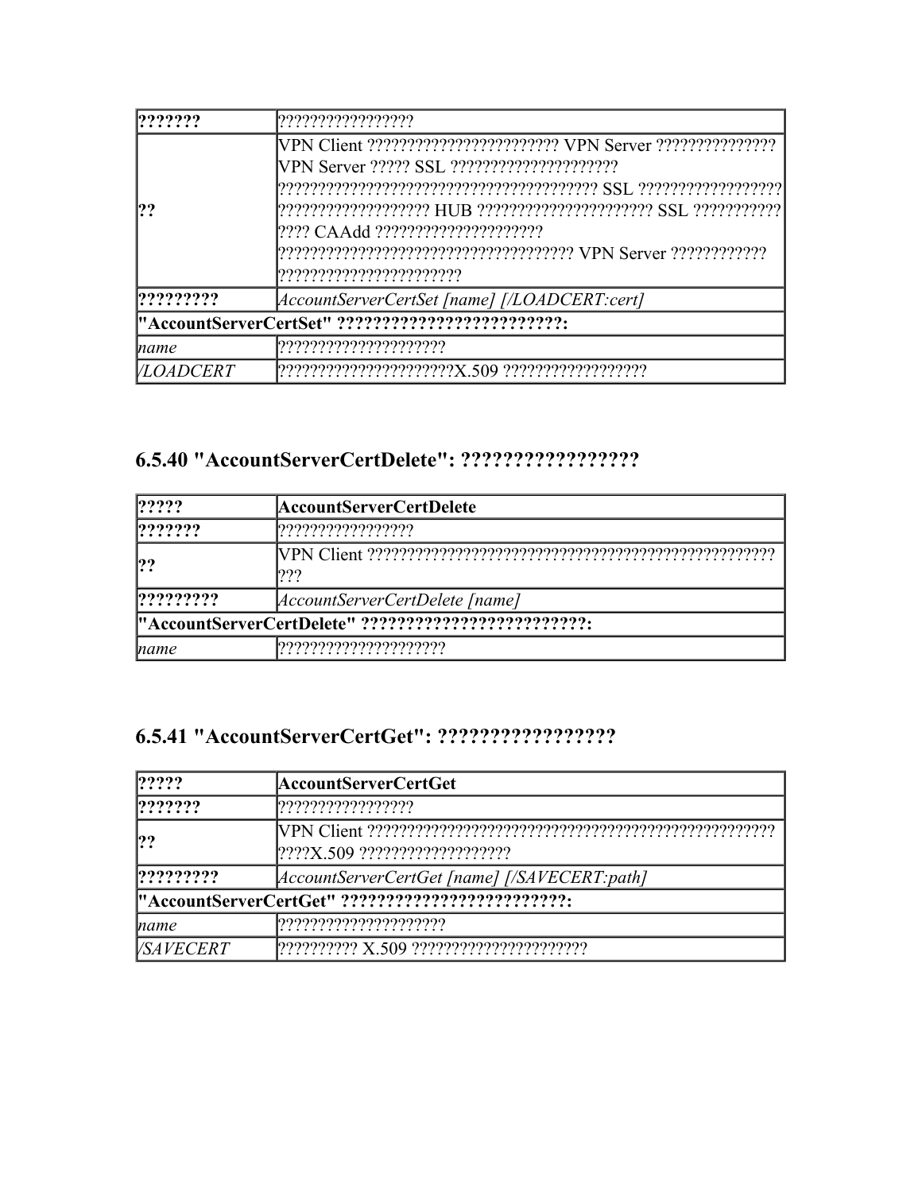| ??????? | ????????????????? |
| --- | --- |
| ?? | VPN Client ???????????????????????? VPN Server ??????????????? VPN Server ????? SSL ????????????????????? ??????????????????????????????????????? SSL ?????????????????? ??????????????????? HUB ?????????????????????? SSL ??????????? ???? CAAdd ????????????????????? ????????????????????????????????????? VPN Server ???????????? ??????????????????????? |
| ????????? | *AccountServerCertSet [name] [/LOADCERT:cert]* |
| **"AccountServerCertSet" ?????????????????????????:** | |
| *name* | ????????????????????? |
| */LOADCERT* | ?????????????????????X.509 ?????????????????? |

## 6.5.40 "AccountServerCertDelete": ?????????????????

| ????? | **AccountServerCertDelete** |
| --- | --- |
| ??????? | ????????????????? |
| ?? | VPN Client ??????????????????????????????????????????????????? ??? |
| ????????? | *AccountServerCertDelete [name]* |
| **"AccountServerCertDelete" ?????????????????????????:** | |
| *name* | ????????????????????? |

## 6.5.41 "AccountServerCertGet": ?????????????????

| ????? | **AccountServerCertGet** |
| --- | --- |
| ??????? | ????????????????? |
| ?? | VPN Client ??????????????????????????????????????????????????? ????X.509 ??????????????????? |
| ????????? | *AccountServerCertGet [name] [/SAVECERT:path]* |
| **"AccountServerCertGet" ?????????????????????????:** | |
| *name* | ????????????????????? |
| */SAVECERT* | ?????????? X.509 ????????????????????? |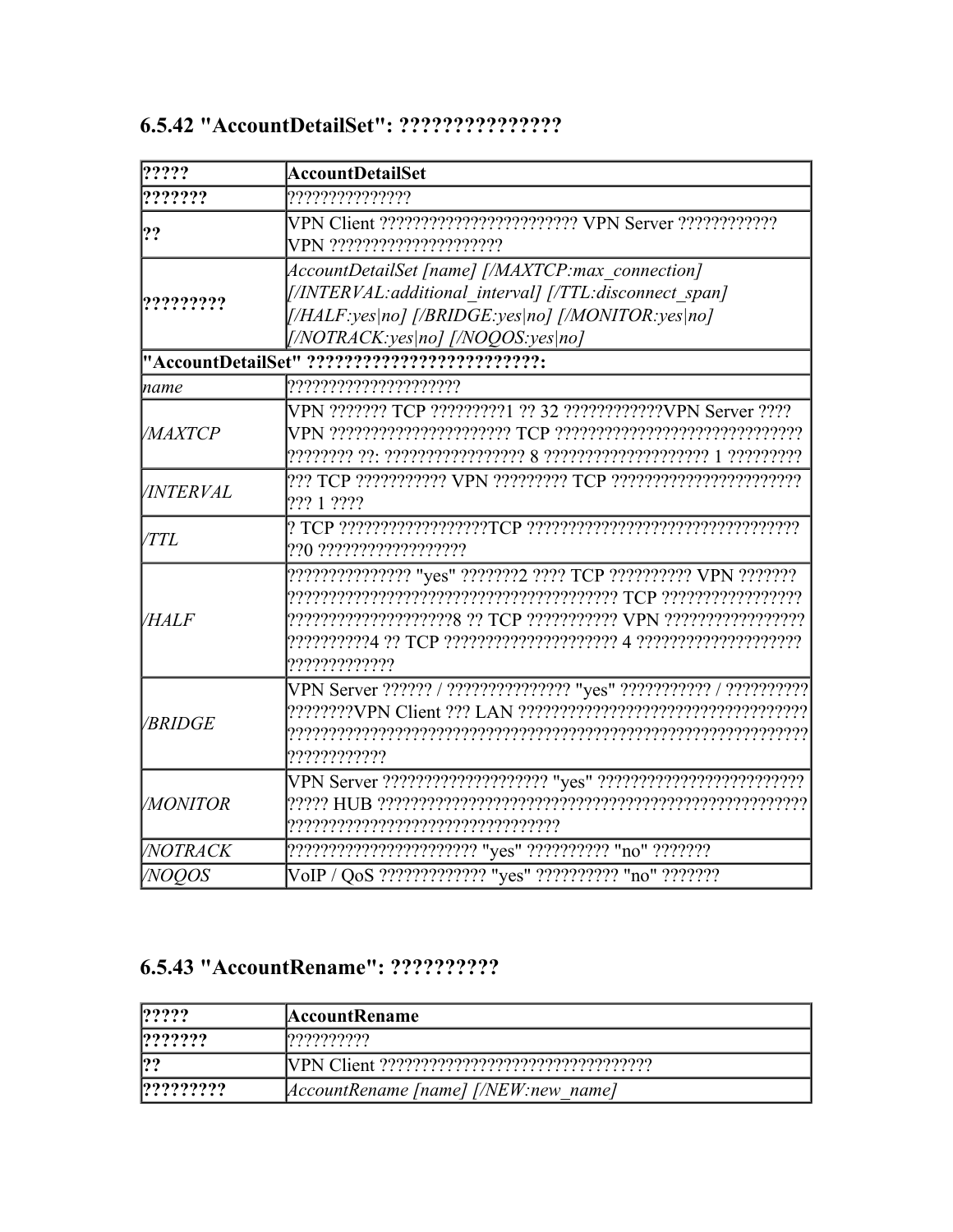### 6.5.42 "AccountDetailSet": ???????????????

| ????? | **AccountDetailSet** |
| --- | --- |
| **???????** | ??????????????? |
| **??** | VPN Client ???????????????????????? VPN Server ???????????? VPN ????????????????????? |
| **?????????** | *AccountDetailSet [name] [/MAXTCP:max_connection] [/INTERVAL:additional_interval] [/TTL:disconnect_span] [/HALF:yes\|no] [/BRIDGE:yes\|no] [/MONITOR:yes\|no] [/NOTRACK:yes\|no] [/NOQOS:yes\|no]* |
| **"AccountDetailSet" ?????????????????????????:** | |
| *name* | ????????????????????? |
| */MAXTCP* | VPN ??????? TCP ?????????1 ?? 32 ????????????VPN Server ???? VPN ????????????????????? TCP ????????????????????????????? ???????? ??: ????????????????? 8 ??????????????????? 1 ????????? |
| */INTERVAL* | ??? TCP ??????????? VPN ????????? TCP ?????????????????????? ??? 1 ???? |
| */TTL* | ? TCP ??????????????????TCP ????????????????????????????????? ??0 ?????????????????? |
| */HALF* | ??????????????? "yes" ???????2 ???? TCP ?????????? VPN ??????? ??????????????????????????????????????? TCP ????????????????? ????????????????????8 ?? TCP ??????????? VPN ????????????????? ??????????4 ?? TCP ????????????????????? 4 ???????????????????? ????????????? |
| */BRIDGE* | VPN Server ?????? / ??????????????? "yes" ??????????? / ?????????? ????????VPN Client ??? LAN ?????????????????????????????????? ?????????????????????????????????????????????????????????? ???????????? |
| */MONITOR* | VPN Server ???????????????????? "yes" ????????????????????????? ????? HUB ??????????????????????????????????????????????????? ???????????????????????????????? |
| */NOTRACK* | ?????????????????????? "yes" ?????????? "no" ??????? |
| */NOQOS* | VoIP / QoS ????????????? "yes" ?????????? "no" ??????? |

### 6.5.43 "AccountRename": ??????????

| ????? | **AccountRename** |
| --- | --- |
| **???????** | ?????????? |
| **??** | VPN Client ???????????????????????????????? |
| **?????????** | *AccountRename [name] [/NEW:new_name]* |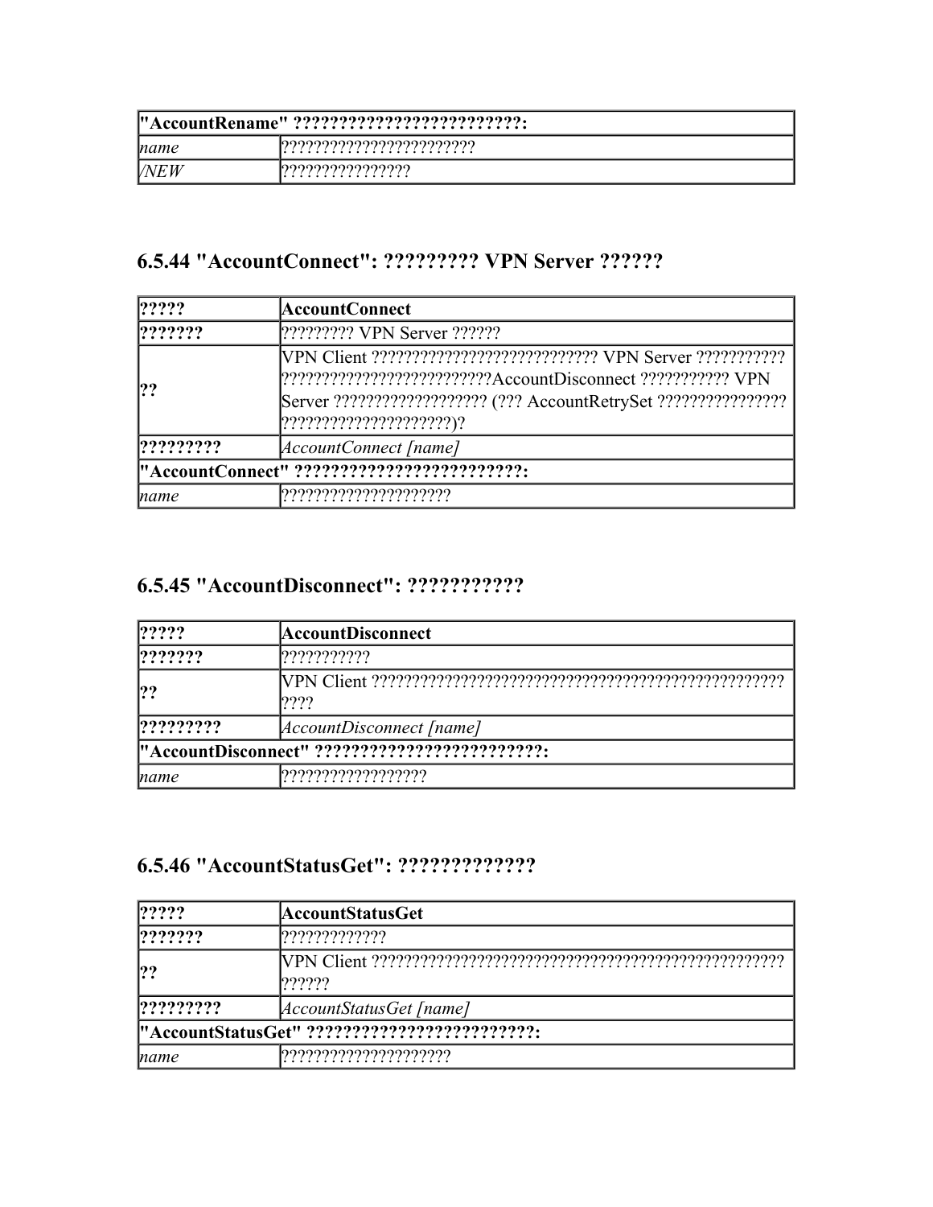| "AccountRename" ????????????????????????: | |
|---|---|
| *name* | ??????????????????????? |
| */NEW* | ??????????????? |

### 6.5.44 "AccountConnect": ????????? VPN Server ??????

| ????? | **AccountConnect** |
|---|---|
| **???????** | ????????? VPN Server ?????? |
| **??** | VPN Client ??????????????????????????? VPN Server ??????????? ?????????????????????????AccountDisconnect ??????????? VPN Server ?????????????????? (??? AccountRetrySet ??????????????? ????????????????????)? |
| **?????????** | *AccountConnect [name]* |
| **"AccountConnect" ????????????????????????:** | |
| *name* | ???????????????????? |

### 6.5.45 "AccountDisconnect": ???????????

| ????? | **AccountDisconnect** |
|---|---|
| **???????** | ??????????? |
| **??** | VPN Client ?????????????????????????????????????????????????? ???? |
| **?????????** | *AccountDisconnect [name]* |
| **"AccountDisconnect" ????????????????????????:** | |
| *name* | ????????????????? |

### 6.5.46 "AccountStatusGet": ?????????????

| ????? | **AccountStatusGet** |
|---|---|
| **???????** | ????????????? |
| **??** | VPN Client ?????????????????????????????????????????????????? ?????? |
| **?????????** | *AccountStatusGet [name]* |
| **"AccountStatusGet" ????????????????????????:** | |
| *name* | ???????????????????? |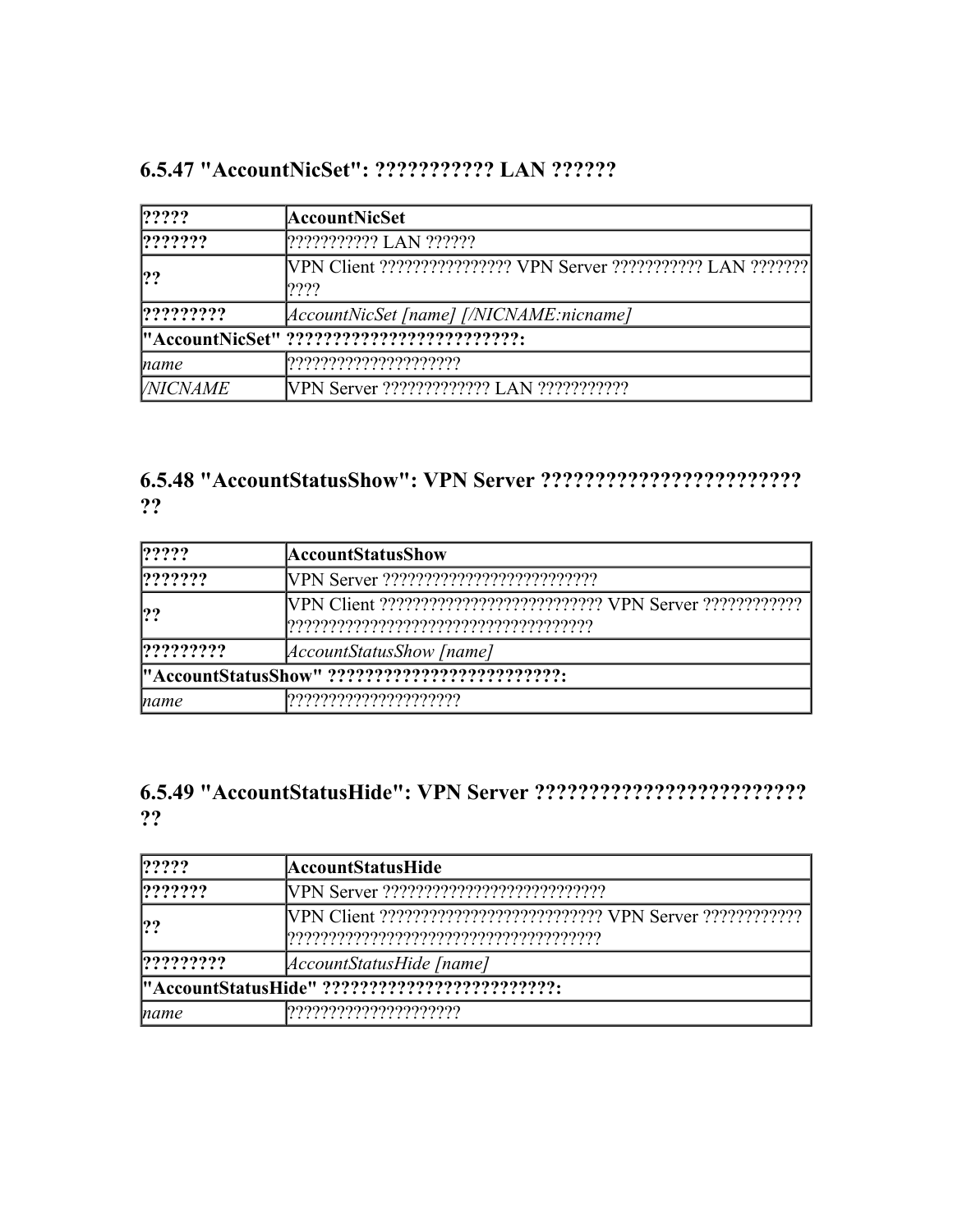### 6.5.47 "AccountNicSet": ??????????? LAN ??????

| ????? | **AccountNicSet** |
|---|---|
| **???????** | ??????????? LAN ?????? |
| **??** | VPN Client ???????????????? VPN Server ??????????? LAN ??????? ???? |
| **?????????** | *AccountNicSet [name] [/NICNAME:nicname]* |
| **"AccountNicSet" ?????????????????????????:** | |
| *name* | ????????????????????? |
| */NICNAME* | VPN Server ????????????? LAN ??????????? |

### 6.5.48 "AccountStatusShow": VPN Server ????????????????????????? ??

| ????? | **AccountStatusShow** |
|---|---|
| **???????** | VPN Server ?????????????????????????? |
| **??** | VPN Client ?????????????????????????? VPN Server ???????????? ??????????????????????????????????? |
| **?????????** | *AccountStatusShow [name]* |
| **"AccountStatusShow" ?????????????????????????:** | |
| *name* | ????????????????????? |

### 6.5.49 "AccountStatusHide": VPN Server ????????????????????????? ??

| ????? | **AccountStatusHide** |
|---|---|
| **???????** | VPN Server ??????????????????????????? |
| **??** | VPN Client ?????????????????????????? VPN Server ???????????? ????????????????????????????????????? |
| **?????????** | *AccountStatusHide [name]* |
| **"AccountStatusHide" ?????????????????????????:** | |
| *name* | ????????????????????? |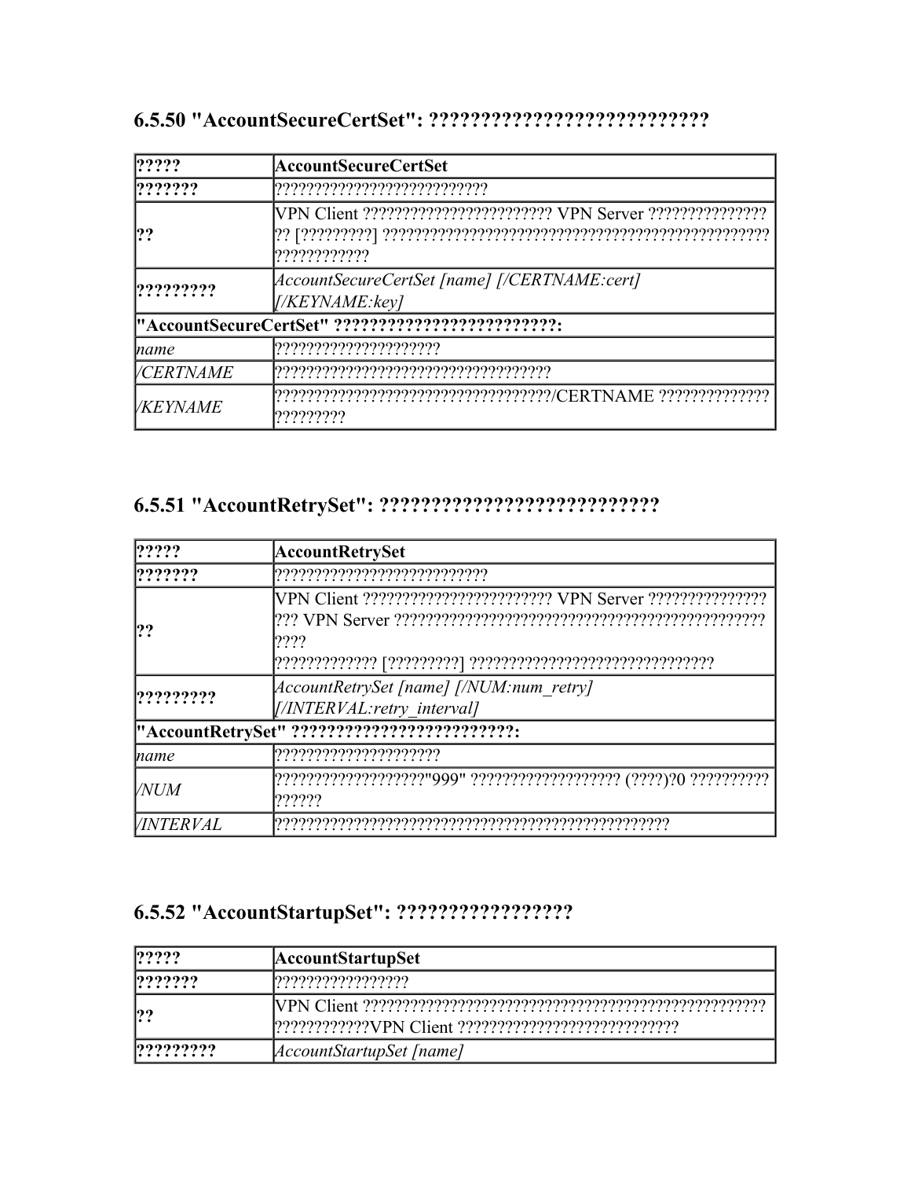### 6.5.50 "AccountSecureCertSet": ???????????????????????????

| ????? | **AccountSecureCertSet** |
|---|---|
| **???????** | ?????????????????????????? |
| **??** | VPN Client ???????????????????????? VPN Server ??????????????? ?? [?????????] ??????????????????????????????????????????????? ???????????? |
| **?????????** | *AccountSecureCertSet [name] [/CERTNAME:cert] [/KEYNAME:key]* |
| **"AccountSecureCertSet" ?????????????????????????:** | |
| *name* | ????????????????????? |
| */CERTNAME* | ?????????????????????????????????? |
| */KEYNAME* | ??????????????????????????????????/CERTNAME ?????????????? ????????? |

### 6.5.51 "AccountRetrySet": ???????????????????????????

| ????? | **AccountRetrySet** |
|---|---|
| **???????** | ??????????????????????????? |
| **??** | VPN Client ???????????????????????? VPN Server ??????????????? ??? VPN Server ?????????????????????????????????????????????? ???? ????????????? [?????????] ?????????????????????????????? |
| **?????????** | *AccountRetrySet [name] [/NUM:num_retry] [/INTERVAL:retry_interval]* |
| **"AccountRetrySet" ?????????????????????????:** | |
| *name* | ????????????????????? |
| */NUM* | ???????????????????"999" ?????????????????? (????)?0 ?????????? ?????? |
| */INTERVAL* | ??????????????????????????????????????????????????? |

### 6.5.52 "AccountStartupSet": ?????????????????

| ????? | **AccountStartupSet** |
|---|---|
| **???????** | ????????????????? |
| **??** | VPN Client ?????????????????????????????????????????????????? ????????????VPN Client ??????????????????????????? |
| **?????????** | *AccountStartupSet [name]* |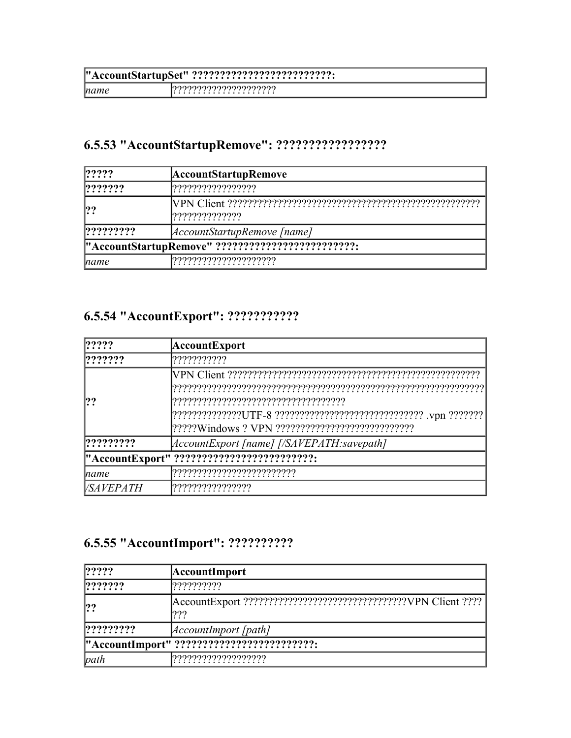| "AccountStartupSet" ?????????????????????????: | |
| --- | --- |
| *name* | ????????????????????? |

## 6.5.53 "AccountStartupRemove": ?????????????????

| ????? | **AccountStartupRemove** |
| --- | --- |
| **???????** | ????????????????? |
| **??** | VPN Client ???????????????????????????????????????????????????????????????? |
| **?????????** | *AccountStartupRemove [name]* |
| **"AccountStartupRemove" ?????????????????????????:** | |
| *name* | ????????????????????? |

## 6.5.54 "AccountExport": ???????????

| ????? | **AccountExport** |
| --- | --- |
| **???????** | ??????????? |
| **??** | VPN Client ??????????????????????????????????????????????????????????????????????????????????????????????????????????????????????????????????????????????????????????????????????UTF-8 ????????????????????????????? .vpn ????????????Windows ? VPN ???????????????????????????? |
| **?????????** | *AccountExport [name] [/SAVEPATH:savepath]* |
| **"AccountExport" ?????????????????????????:** | |
| *name* | ????????????????????????? |
| */SAVEPATH* | ???????????????? |

## 6.5.55 "AccountImport": ??????????

| ????? | **AccountImport** |
| --- | --- |
| **???????** | ?????????? |
| **??** | AccountExport ????????????????????????????????VPN Client ??????? |
| **?????????** | *AccountImport [path]* |
| **"AccountImport" ?????????????????????????:** | |
| *path* | ??????????????????? |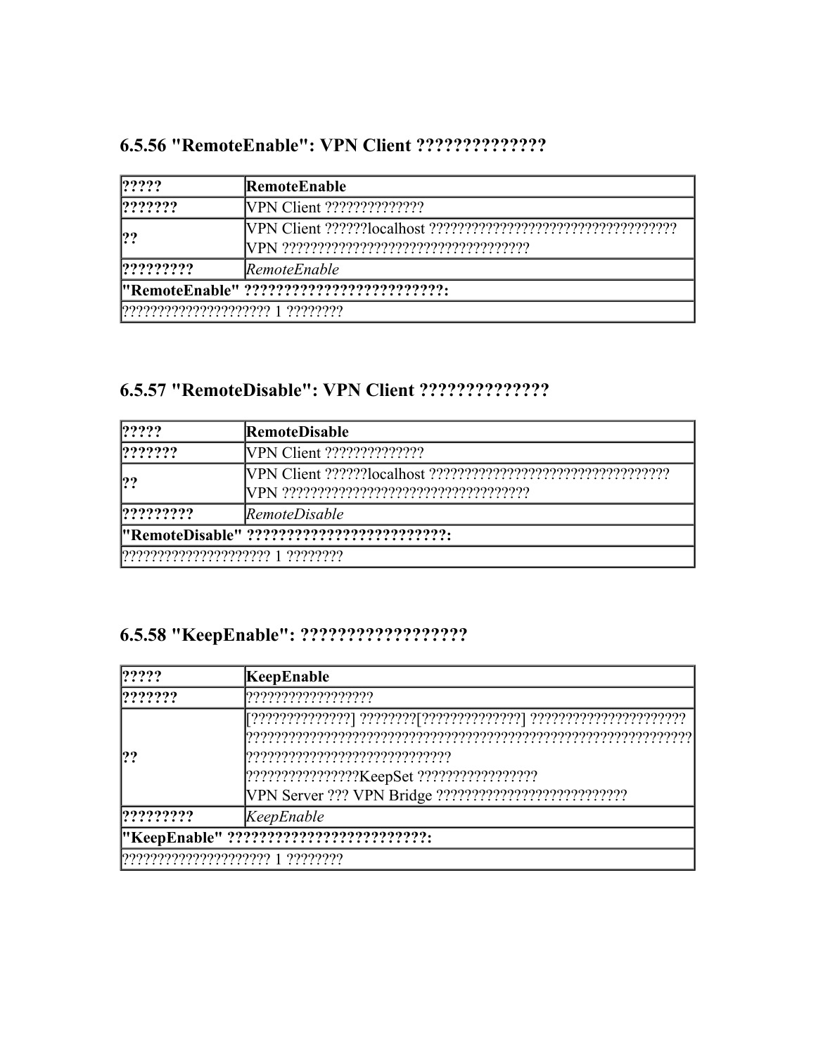### 6.5.56 "RemoteEnable": VPN Client ??????????????

| ????? | RemoteEnable |
| --- | --- |
| ??????? | VPN Client ?????????????? |
| ?? | VPN Client ??????localhost ??????????????????????????????????? VPN ??????????????????????????????????? |
| ????????? | *RemoteEnable* |
| **"RemoteEnable" ?????????????????????????:** | |
| ???????????????????? 1 ???????? | |

### 6.5.57 "RemoteDisable": VPN Client ??????????????

| ????? | RemoteDisable |
| --- | --- |
| ??????? | VPN Client ?????????????? |
| ?? | VPN Client ??????localhost ?????????????????????????????????? VPN ??????????????????????????????????? |
| ????????? | *RemoteDisable* |
| **"RemoteDisable" ?????????????????????????:** | |
| ???????????????????? 1 ???????? | |

### 6.5.58 "KeepEnable": ??????????????????

| ????? | KeepEnable |
| --- | --- |
| ??????? | ?????????????????? |
| ?? | [??????????????] ????????[??????????????] ?????????????????????? ????????????????????????????????????????????????????????????? ???????????????????????????? ????????????????KeepSet ????????????????? VPN Server ??? VPN Bridge ??????????????????????????? |
| ????????? | *KeepEnable* |
| **"KeepEnable" ?????????????????????????:** | |
| ???????????????????? 1 ???????? | |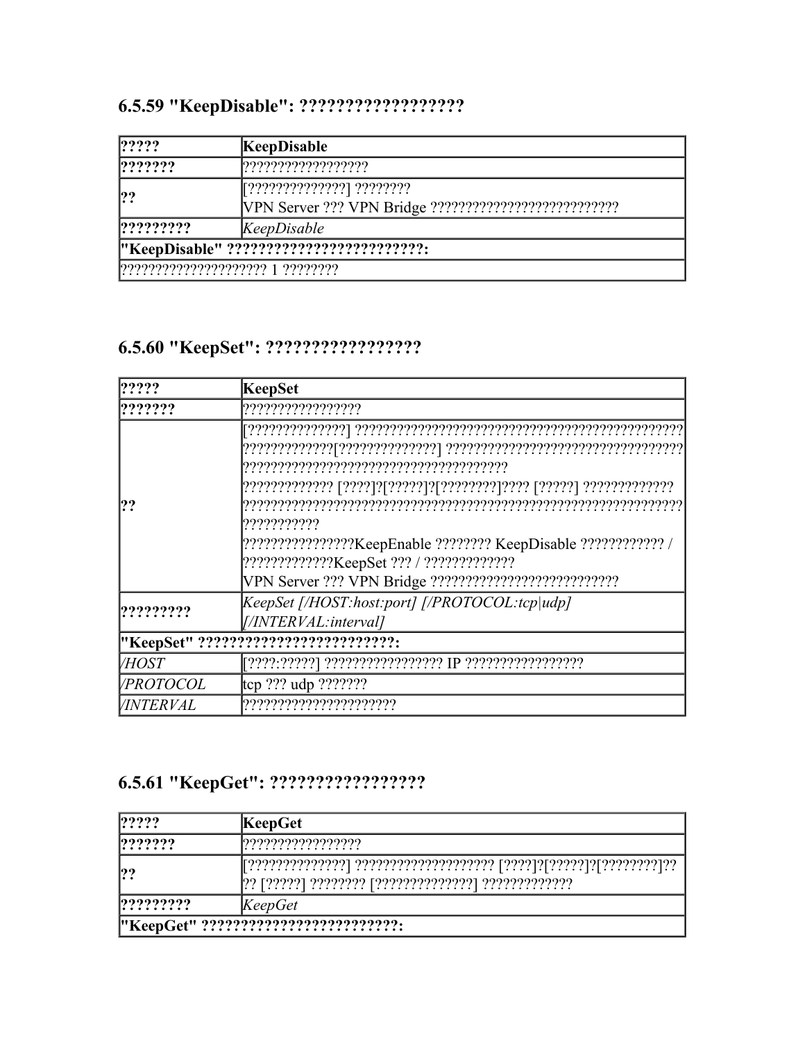### 6.5.59 "KeepDisable": ?????????????????

| ????? | **KeepDisable** |
| --- | --- |
| **???????** | ????????????????? |
| **??** | [??????????????] ????????<br>VPN Server ??? VPN Bridge ?????????????????????????? |
| **?????????** | *KeepDisable* |
| **"KeepDisable" ????????????????????????:** | |
| ???????????????????? 1 ???????? | |

### 6.5.60 "KeepSet": ????????????????

| ????? | **KeepSet** |
| --- | --- |
| **???????** | ???????????????? |
| **??** | [??????????????] ?????????????????????????????????????????????? ?????????????[??????????????] ????????????????????????????????? ?????????????????????????????????????<br>????????????? [????]?[?????]?[????????]???? [?????] ?????????????<br>??????????????????????????????????????????????????????????????? ???????????<br>???????????????KeepEnable ???????? KeepDisable ???????????? / ?????????????KeepSet ??? / ?????????????<br>VPN Server ??? VPN Bridge ?????????????????????????? |
| **?????????** | *KeepSet [/HOST:host:port] [/PROTOCOL:tcp\|udp] [/INTERVAL:interval]* |
| **"KeepSet" ????????????????????????:** | |
| */HOST* | [????:?????] ????????????????? IP ????????????????? |
| */PROTOCOL* | tcp ??? udp ??????? |
| */INTERVAL* | ????????????????????? |

### 6.5.61 "KeepGet": ????????????????

| ????? | **KeepGet** |
| --- | --- |
| **???????** | ???????????????? |
| **??** | [??????????????] ??????????????????? [????]?[?????]?[????????]?? ?? [?????] ???????? [??????????????] ????????????? |
| **?????????** | *KeepGet* |
| **"KeepGet" ????????????????????????:** | |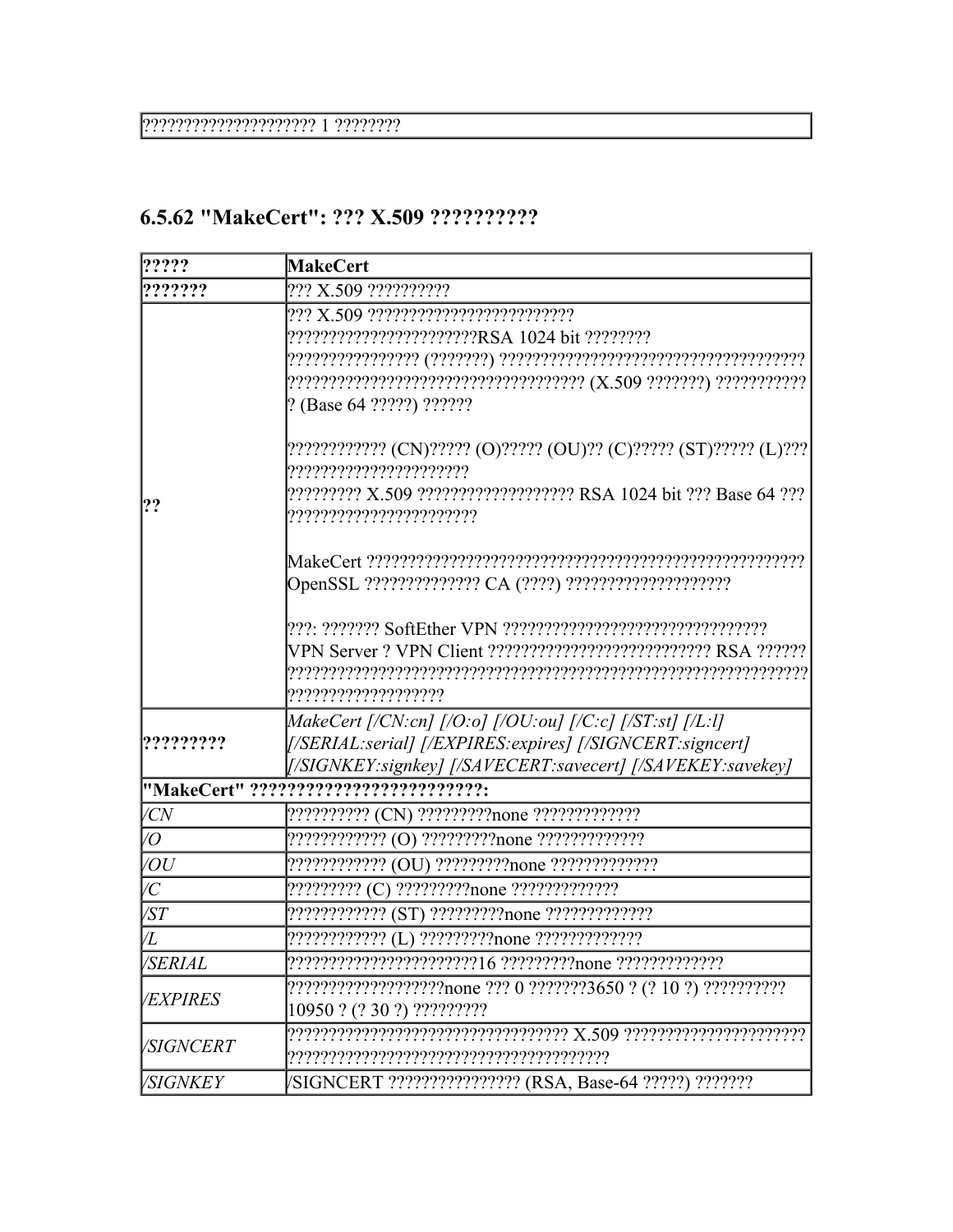| ???????????????????? 1 ???????? |
|---|

## 6.5.62 "MakeCert": ??? X.509 ??????????

| ????? | MakeCert |
|---|---|
| ??????? | ??? X.509 ?????????? |
| ?? | ??? X.509 ??????????????????????????????????????????????????RSA 1024 bit ??????????????????????????? (???????) ????????????????????????????????????????????????????????????????????????? (X.509 ???????) ???????????? (Base 64 ?????) ??????<br><br>???????????? (CN)????? (O)????? (OU)?? (C)????? (ST)????? (L)?????????????????????????<br>????????? X.509 ??????????????????? RSA 1024 bit ??? Base 64 ???????????????????????????<br><br>MakeCert ????????????????????????????????????????????????????? OpenSSL ?????????????? CA (????) ????????????????????<br><br>???: ??????? SoftEther VPN ????????????????????????????????? VPN Server ? VPN Client ?????????????????????????? RSA ????????????????????????????????????????????????????????????????????????????????????? |
| ????????? | *MakeCert [/CN:cn] [/O:o] [/OU:ou] [/C:c] [/ST:st] [/L:l] [/SERIAL:serial] [/EXPIRES:expires] [/SIGNCERT:signcert] [/SIGNKEY:signkey] [/SAVECERT:savecert] [/SAVEKEY:savekey]* |
| **"MakeCert" ?????????????????????????:** | |
| */CN* | ?????????? (CN) ?????????none ????????????? |
| */O* | ???????????? (O) ?????????none ????????????? |
| */OU* | ???????????? (OU) ?????????none ????????????? |
| */C* | ????????? (C) ?????????none ????????????? |
| */ST* | ???????????? (ST) ?????????none ????????????? |
| */L* | ???????????? (L) ?????????none ????????????? |
| */SERIAL* | ???????????????????????16 ?????????none ????????????? |
| */EXPIRES* | ???????????????????none ??? 0 ???????3650 ? (? 10 ?) ?????????? 10950 ? (? 30 ?) ????????? |
| */SIGNCERT* | ????????????????????????????????? X.509 ????????????????????????????????????????????????????????????? |
| */SIGNKEY* | /SIGNCERT ???????????????? (RSA, Base-64 ?????) ??????? |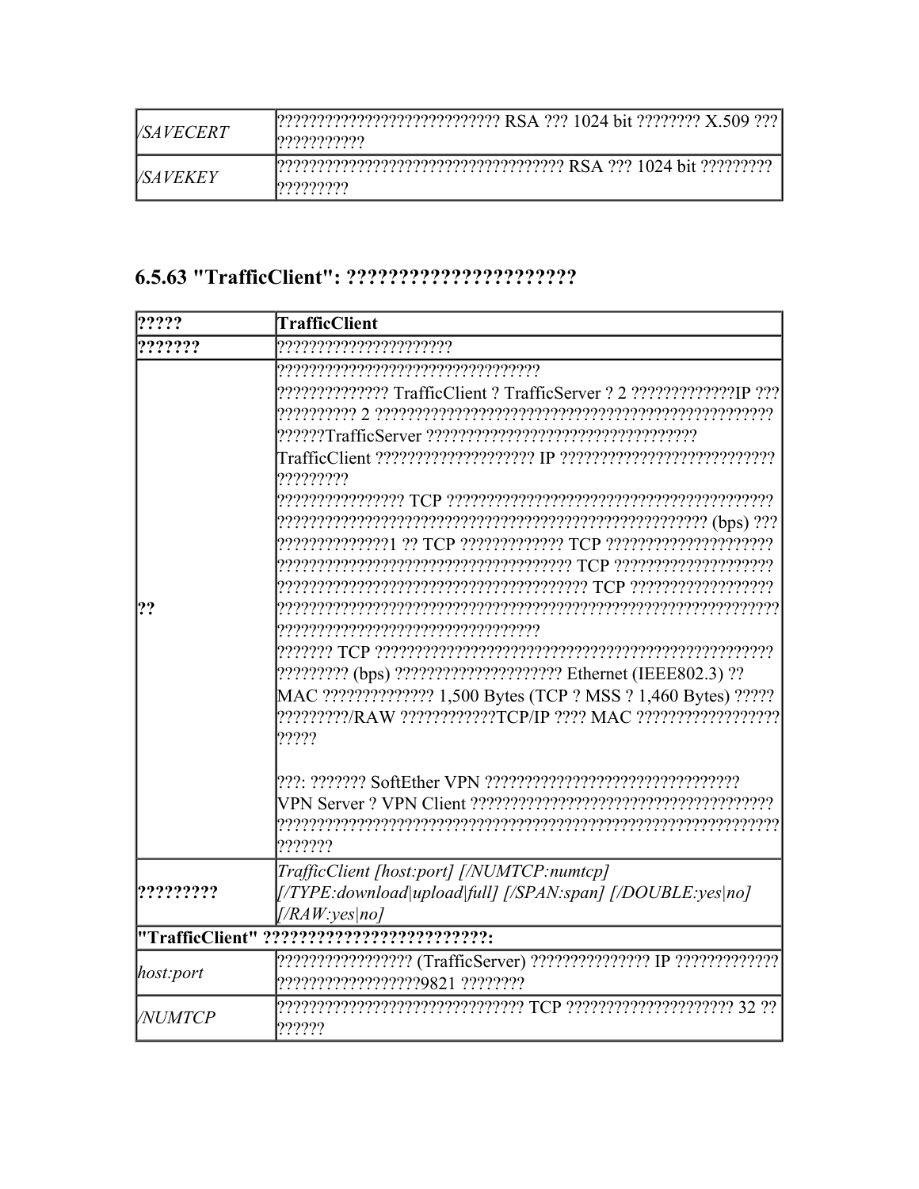| /SAVECERT | ??????????????????????????? RSA ??? 1024 bit ???????? X.509 ??? ??????????? |
| --- | --- |
| /SAVEKEY | ??????????????????????????????????? RSA ??? 1024 bit ????????? ????????? |

### 6.5.63 "TrafficClient": ?????????????????????

| ????? | TrafficClient |
| --- | --- |
| ??????? | ????????????????????? |
| ?? | ?????????????????????????????????<br>?????????????? TrafficClient ? TrafficServer ? 2 ?????????????IP ??? ?????????? 2 ??????????????????????????????????????????????? ??????TrafficServer ?????????????????????????????????? TrafficClient ???????????????????? IP ??????????????????????????? ?????????<br>???????????????? TCP ????????????????????????????????????????? ?????????????????????????????????????????????????? (bps) ??? ???????????????1 ?? TCP ????????????? TCP ????????????????????? ????????????????????????????????????? TCP ???????????????????? ?????????????????????????????????????? TCP ?????????????????? ?????????????????????????????????????????????????????????????? ????????????????????????????????<br>??????? TCP ?????????????????????????????????????????????????? ????????? (bps) ???????????????????? Ethernet (IEEE802.3) ?? MAC ?????????????? 1,500 Bytes (TCP ? MSS ? 1,460 Bytes) ????? ?????????/RAW ????????????TCP/IP ???? MAC ????????????????? ?????<br><br>???: ??????? SoftEther VPN ?????????????????????????????????? VPN Server ? VPN Client ??????????????????????????????????????? ???????????????????????????????????????????????????????????????? ??????? |
| ????????? | *TrafficClient [host:port] [/NUMTCP:numtcp] [/TYPE:download\|upload\|full] [/SPAN:span] [/DOUBLE:yes\|no] [/RAW:yes\|no]* |
| **"TrafficClient" ??????????????????????????:** | |
| *host:port* | ???????????????? (TrafficServer) ??????????????? IP ????????????? ?????????????????9821 ???????? |
| */NUMTCP* | ?????????????????????????????? TCP ???????????????????? 32 ?? ?????? |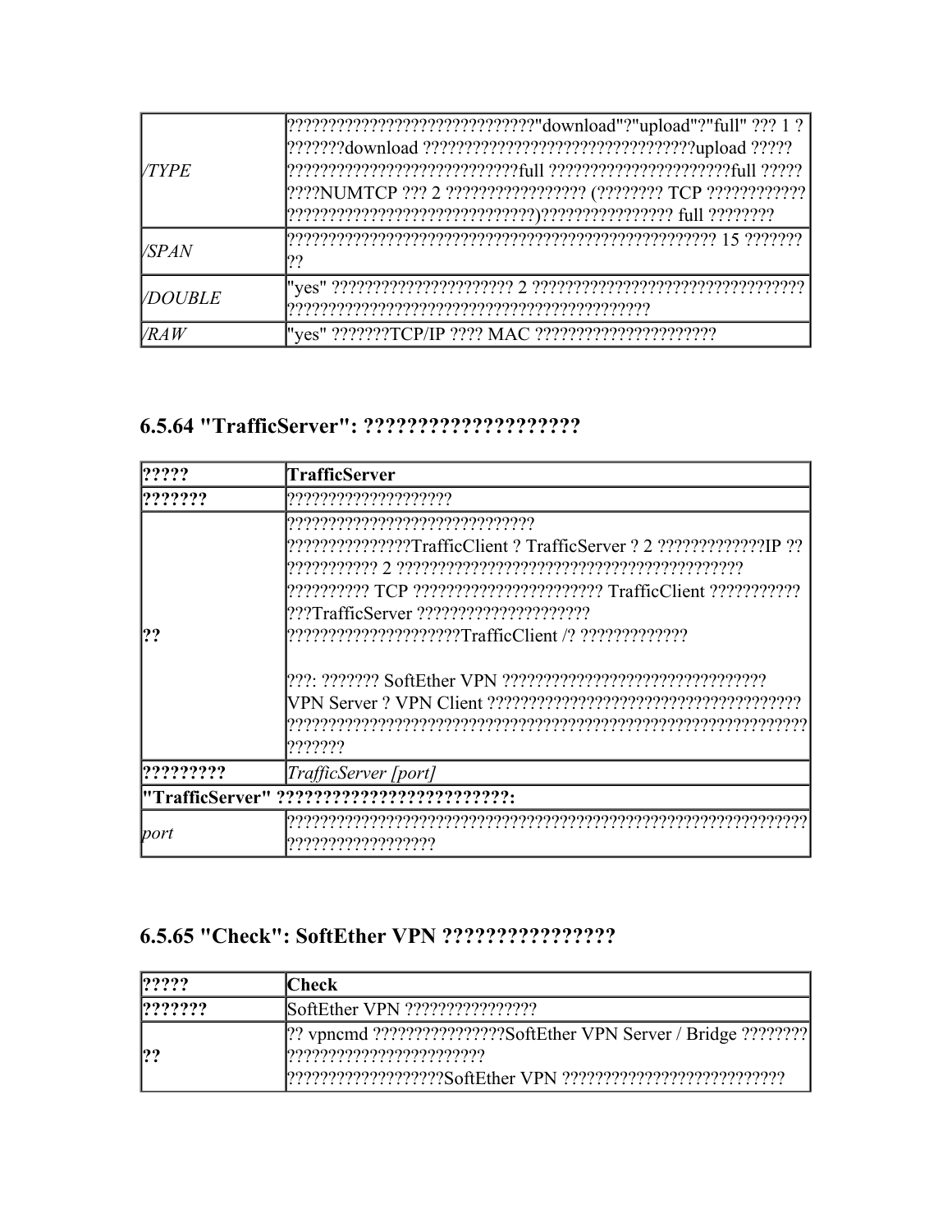| | |
|---|---|
| */TYPE* | ??????????????????????????????"download"?"upload"?"full" ??? 1 ????????download ?????????????????????????????????upload ?????????????????????????????????full ??????????????????????full ?????????NUMTCP ??? 2 ????????????????? (???????? TCP ????????????????????????????????????????)???????????????? full ???????? |
| */SPAN* | ??????????????????????????????????????????????????? 15 ????????? |
| */DOUBLE* | "yes" ?????????????????????? 2 ?????????????????????????????????????????????????????????????????????????????? |
| */RAW* | "yes" ???????TCP/IP ???? MAC ?????????????????????? |

### 6.5.64 "TrafficServer": ????????????????????

| | |
|---|---|
| **?????** | **TrafficServer** |
| **???????** | ???????????????????? |
| **??** | ??????????????????????????????<br>???????????????TrafficClient ? TrafficServer ? 2 ?????????????IP ?????????????? 2 ?????????????????????????????????????????????????? TCP ?????????????????????? TrafficClient ??????????????TrafficServer ?????????????????????<br>?????????????????????TrafficClient /? ?????????????<br><br>???: ??????? SoftEther VPN ????????????????????????????????VPN Server ? VPN Client ???????????????????????????????????????????????????????????????????????????????????????????????????????? |
| **?????????** | *TrafficServer [port]* |
| **"TrafficServer" ?????????????????????????:** | |
| *port* | ???????????????????????????????????????????????????????????????????????????????? |

### 6.5.65 "Check": SoftEther VPN ????????????????

| | |
|---|---|
| **?????** | **Check** |
| **???????** | SoftEther VPN ???????????????? |
| **??** | ?? vpncmd ????????????????SoftEther VPN Server / Bridge ??????????????????????????????<br>???????????????????SoftEther VPN ?????????????????????????? |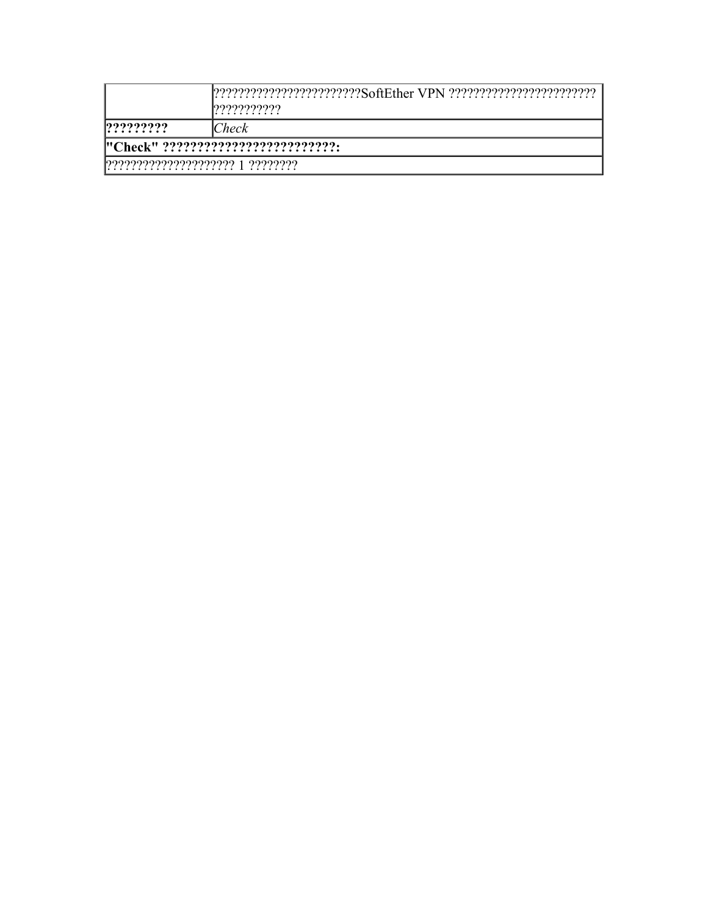| | |
|---|---|
| | ????????????????????????SoftEther VPN ????????????????????????<br>??????????? |
| **?????????** | *Check* |
| **"Check" ??????????????????????????:** | |
| ????????????????????? 1 ???????? | |